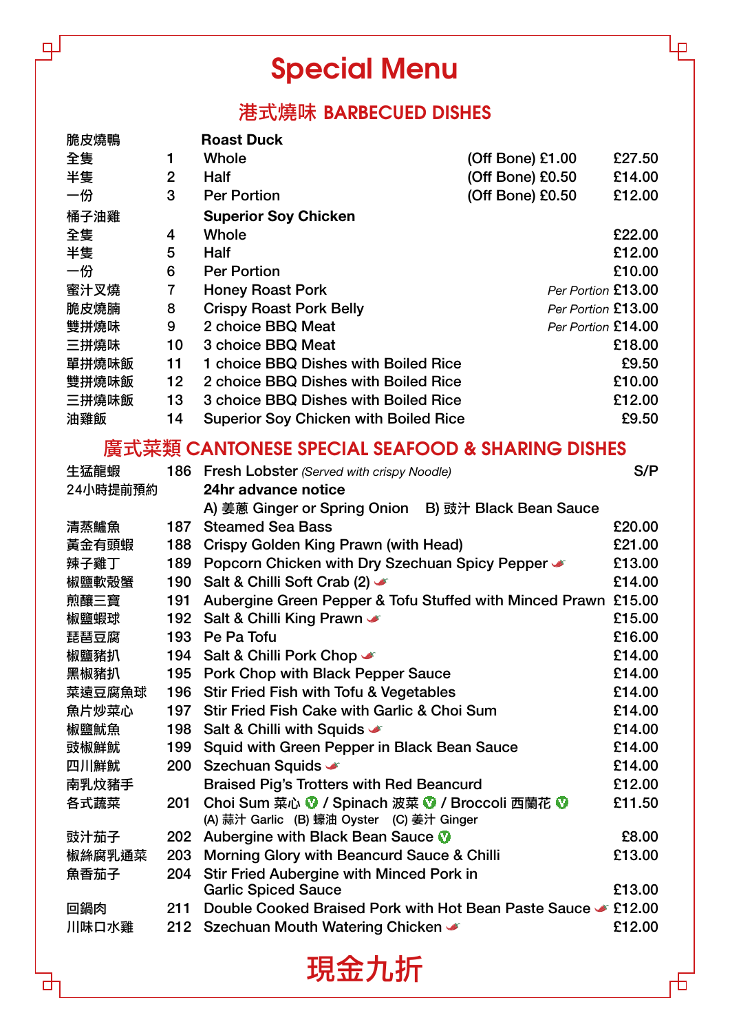# Special Menu

## 港式燒味 BARBECUED DISHES

| | | | | |
|---|---|---|---|---|
| 脆皮燒鴨 | | **Roast Duck** | | |
| 全隻 | 1 | Whole | (Off Bone) £1.00 | £27.50 |
| 半隻 | 2 | Half | (Off Bone) £0.50 | £14.00 |
| 一份 | 3 | Per Portion | (Off Bone) £0.50 | £12.00 |
| 桶子油雞 | | **Superior Soy Chicken** | | |
| 全隻 | 4 | Whole | | £22.00 |
| 半隻 | 5 | Half | | £12.00 |
| 一份 | 6 | Per Portion | | £10.00 |
| 蜜汁叉燒 | 7 | Honey Roast Pork | *Per Portion* | £13.00 |
| 脆皮燒腩 | 8 | Crispy Roast Pork Belly | *Per Portion* | £13.00 |
| 雙拼燒味 | 9 | 2 choice BBQ Meat | *Per Portion* | £14.00 |
| 三拼燒味 | 10 | 3 choice BBQ Meat | | £18.00 |
| 單拼燒味飯 | 11 | 1 choice BBQ Dishes with Boiled Rice | | £9.50 |
| 雙拼燒味飯 | 12 | 2 choice BBQ Dishes with Boiled Rice | | £10.00 |
| 三拼燒味飯 | 13 | 3 choice BBQ Dishes with Boiled Rice | | £12.00 |
| 油雞飯 | 14 | Superior Soy Chicken with Boiled Rice | | £9.50 |

## 廣式菜類 CANTONESE SPECIAL SEAFOOD & SHARING DISHES

| | | | |
|---|---|---|---|
| 生猛龍蝦 | 186 | Fresh Lobster *(Served with crispy Noodle)* | S/P |
| 24小時提前預約 | | **24hr advance notice** | |
| | | A) 姜蔥 Ginger or Spring Onion B) 豉汁 Black Bean Sauce | |
| 清蒸鱸魚 | 187 | Steamed Sea Bass | £20.00 |
| 黃金有頭蝦 | 188 | Crispy Golden King Prawn (with Head) | £21.00 |
| 辣子雞丁 | 189 | Popcorn Chicken with Dry Szechuan Spicy Pepper (spicy) | £13.00 |
| 椒鹽軟殼蟹 | 190 | Salt & Chilli Soft Crab (2) (spicy) | £14.00 |
| 煎釀三寶 | 191 | Aubergine Green Pepper & Tofu Stuffed with Minced Prawn | £15.00 |
| 椒鹽蝦球 | 192 | Salt & Chilli King Prawn (spicy) | £15.00 |
| 琵琶豆腐 | 193 | Pe Pa Tofu | £16.00 |
| 椒鹽豬扒 | 194 | Salt & Chilli Pork Chop (spicy) | £14.00 |
| 黑椒豬扒 | 195 | Pork Chop with Black Pepper Sauce | £14.00 |
| 菜遠豆腐魚球 | 196 | Stir Fried Fish with Tofu & Vegetables | £14.00 |
| 魚片炒菜心 | 197 | Stir Fried Fish Cake with Garlic & Choi Sum | £14.00 |
| 椒鹽鱿魚 | 198 | Salt & Chilli with Squids (spicy) | £14.00 |
| 豉椒鮮鱿 | 199 | Squid with Green Pepper in Black Bean Sauce | £14.00 |
| 四川鮮鱿 | 200 | Szechuan Squids (spicy) | £14.00 |
| 南乳炆豬手 | | Braised Pig's Trotters with Red Beancurd | £12.00 |
| 各式蔬菜 | 201 | Choi Sum 菜心 (V) / Spinach 波菜 (V) / Broccoli 西蘭花 (V)<br>(A) 蒜汁 Garlic (B) 蠔油 Oyster (C) 姜汁 Ginger | £11.50 |
| 豉汁茄子 | 202 | Aubergine with Black Bean Sauce (V) | £8.00 |
| 椒絲腐乳通菜 | 203 | Morning Glory with Beancurd Sauce & Chilli | £13.00 |
| 魚香茄子 | 204 | Stir Fried Aubergine with Minced Pork in Garlic Spiced Sauce | £13.00 |
| 回鍋肉 | 211 | Double Cooked Braised Pork with Hot Bean Paste Sauce (spicy) | £12.00 |
| 川味口水雞 | 212 | Szechuan Mouth Watering Chicken (spicy) | £12.00 |

**現金九折**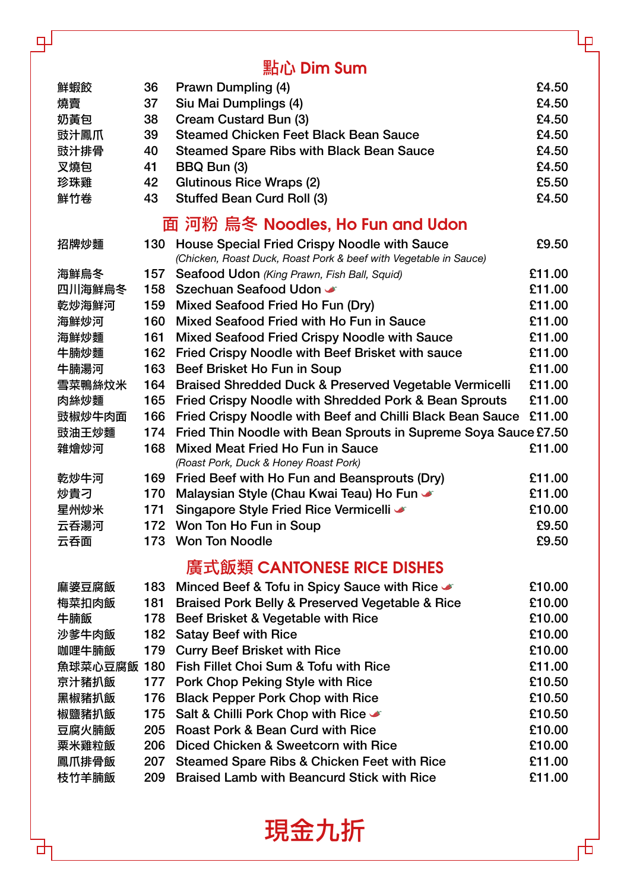## 點心 Dim Sum

| | | | |
|---|---|---|---|
| 鮮蝦餃 | 36 | Prawn Dumpling (4) | £4.50 |
| 燒賣 | 37 | Siu Mai Dumplings (4) | £4.50 |
| 奶黃包 | 38 | Cream Custard Bun (3) | £4.50 |
| 豉汁鳳爪 | 39 | Steamed Chicken Feet Black Bean Sauce | £4.50 |
| 豉汁排骨 | 40 | Steamed Spare Ribs with Black Bean Sauce | £4.50 |
| 叉燒包 | 41 | BBQ Bun (3) | £4.50 |
| 珍珠雞 | 42 | Glutinous Rice Wraps (2) | £5.50 |
| 鮮竹卷 | 43 | Stuffed Bean Curd Roll (3) | £4.50 |

## 面 河粉 烏冬 Noodles, Ho Fun and Udon

| | | | |
|---|---|---|---|
| 招牌炒麵 | 130 | House Special Fried Crispy Noodle with Sauce *(Chicken, Roast Duck, Roast Pork & beef with Vegetable in Sauce)* | £9.50 |
| 海鮮烏冬 | 157 | Seafood Udon *(King Prawn, Fish Ball, Squid)* | £11.00 |
| 四川海鮮烏冬 | 158 | Szechuan Seafood Udon 🌶 | £11.00 |
| 乾炒海鮮河 | 159 | Mixed Seafood Fried Ho Fun (Dry) | £11.00 |
| 海鮮炒河 | 160 | Mixed Seafood Fried with Ho Fun in Sauce | £11.00 |
| 海鮮炒麵 | 161 | Mixed Seafood Fried Crispy Noodle with Sauce | £11.00 |
| 牛腩炒麵 | 162 | Fried Crispy Noodle with Beef Brisket with sauce | £11.00 |
| 牛腩湯河 | 163 | Beef Brisket Ho Fun in Soup | £11.00 |
| 雪菜鴨絲炆米 | 164 | Braised Shredded Duck & Preserved Vegetable Vermicelli | £11.00 |
| 肉絲炒麵 | 165 | Fried Crispy Noodle with Shredded Pork & Bean Sprouts | £11.00 |
| 豉椒炒牛肉面 | 166 | Fried Crispy Noodle with Beef and Chilli Black Bean Sauce | £11.00 |
| 豉油王炒麵 | 174 | Fried Thin Noodle with Bean Sprouts in Supreme Soya Sauce | £7.50 |
| 雜燴炒河 | 168 | Mixed Meat Fried Ho Fun in Sauce *(Roast Pork, Duck & Honey Roast Pork)* | £11.00 |
| 乾炒牛河 | 169 | Fried Beef with Ho Fun and Beansprouts (Dry) | £11.00 |
| 炒貴刁 | 170 | Malaysian Style (Chau Kwai Teau) Ho Fun 🌶 | £11.00 |
| 星州炒米 | 171 | Singapore Style Fried Rice Vermicelli 🌶 | £10.00 |
| 云吞湯河 | 172 | Won Ton Ho Fun in Soup | £9.50 |
| 云吞面 | 173 | Won Ton Noodle | £9.50 |

## 廣式飯類 CANTONESE RICE DISHES

| | | | |
|---|---|---|---|
| 麻婆豆腐飯 | 183 | Minced Beef & Tofu in Spicy Sauce with Rice 🌶 | £10.00 |
| 梅菜扣肉飯 | 181 | Braised Pork Belly & Preserved Vegetable & Rice | £10.00 |
| 牛腩飯 | 178 | Beef Brisket & Vegetable with Rice | £10.00 |
| 沙爹牛肉飯 | 182 | Satay Beef with Rice | £10.00 |
| 咖哩牛腩飯 | 179 | Curry Beef Brisket with Rice | £10.00 |
| 魚球菜心豆腐飯 | 180 | Fish Fillet Choi Sum & Tofu with Rice | £11.00 |
| 京汁豬扒飯 | 177 | Pork Chop Peking Style with Rice | £10.50 |
| 黑椒豬扒飯 | 176 | Black Pepper Pork Chop with Rice | £10.50 |
| 椒鹽豬扒飯 | 175 | Salt & Chilli Pork Chop with Rice 🌶 | £10.50 |
| 豆腐火腩飯 | 205 | Roast Pork & Bean Curd with Rice | £10.00 |
| 粟米雞粒飯 | 206 | Diced Chicken & Sweetcorn with Rice | £10.00 |
| 鳳爪排骨飯 | 207 | Steamed Spare Ribs & Chicken Feet with Rice | £11.00 |
| 枝竹羊腩飯 | 209 | Braised Lamb with Beancurd Stick with Rice | £11.00 |

現金九折